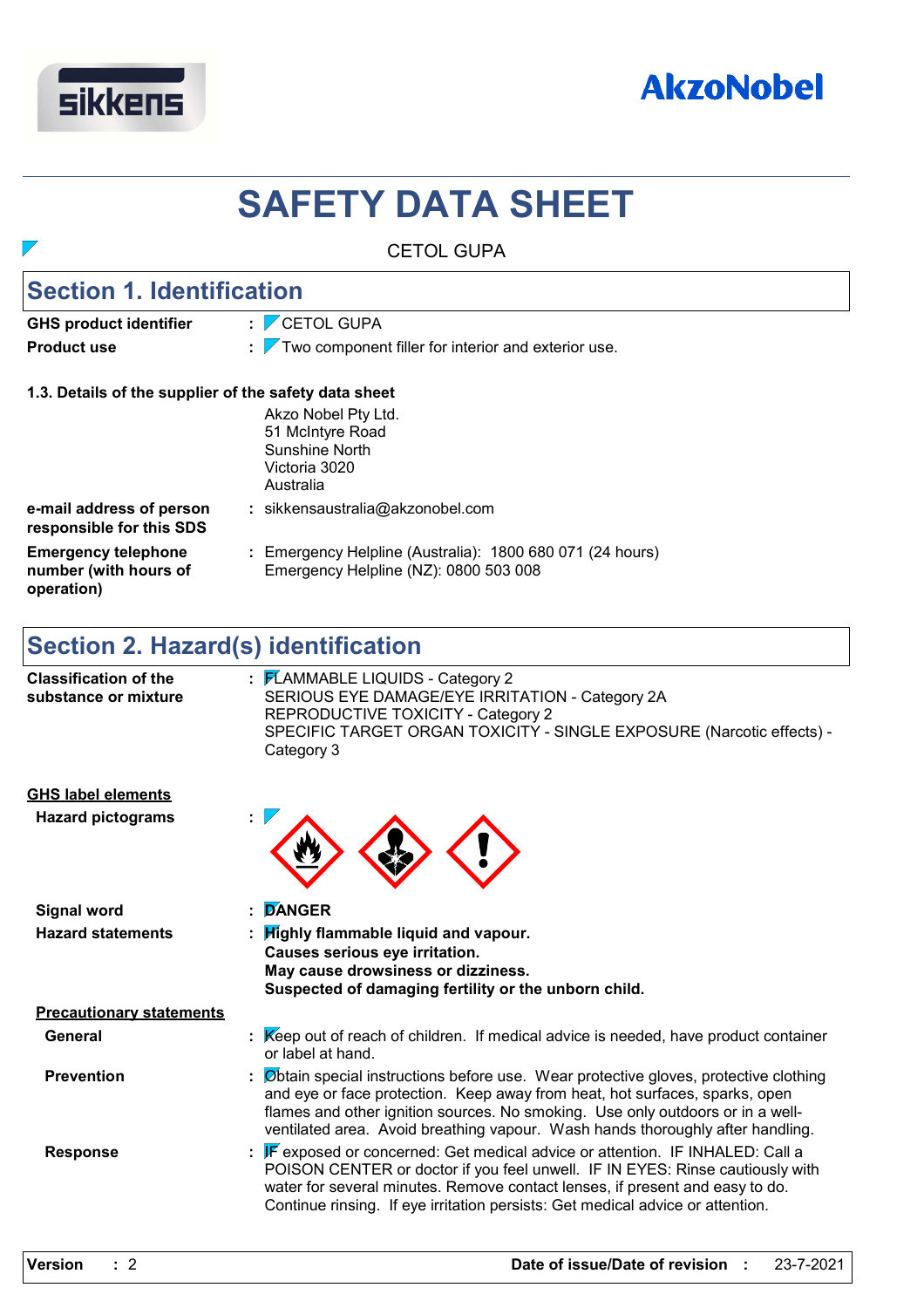# SAFETY DATA SHEET

CETOL GUPA

## Section 1. Identification

**GHS product identifier** : CETOL GUPA

**Product use** : Two component filler for interior and exterior use.

**1.3. Details of the supplier of the safety data sheet**

Akzo Nobel Pty Ltd.
51 McIntyre Road
Sunshine North
Victoria 3020
Australia

**e-mail address of person responsible for this SDS** : sikkensaustralia@akzonobel.com

**Emergency telephone number (with hours of operation)** : Emergency Helpline (Australia): 1800 680 071 (24 hours)
Emergency Helpline (NZ): 0800 503 008

## Section 2. Hazard(s) identification

**Classification of the substance or mixture** : FLAMMABLE LIQUIDS - Category 2
SERIOUS EYE DAMAGE/EYE IRRITATION - Category 2A
REPRODUCTIVE TOXICITY - Category 2
SPECIFIC TARGET ORGAN TOXICITY - SINGLE EXPOSURE (Narcotic effects) - Category 3

**GHS label elements**

**Hazard pictograms** :

**Signal word** : **DANGER**

**Hazard statements** : **Highly flammable liquid and vapour.**
**Causes serious eye irritation.**
**May cause drowsiness or dizziness.**
**Suspected of damaging fertility or the unborn child.**

**Precautionary statements**

**General** : Keep out of reach of children. If medical advice is needed, have product container or label at hand.

**Prevention** : Obtain special instructions before use. Wear protective gloves, protective clothing and eye or face protection. Keep away from heat, hot surfaces, sparks, open flames and other ignition sources. No smoking. Use only outdoors or in a well-ventilated area. Avoid breathing vapour. Wash hands thoroughly after handling.

**Response** : IF exposed or concerned: Get medical advice or attention. IF INHALED: Call a POISON CENTER or doctor if you feel unwell. IF IN EYES: Rinse cautiously with water for several minutes. Remove contact lenses, if present and easy to do. Continue rinsing. If eye irritation persists: Get medical advice or attention.

**Version** : 2 **Date of issue/Date of revision** : 23-7-2021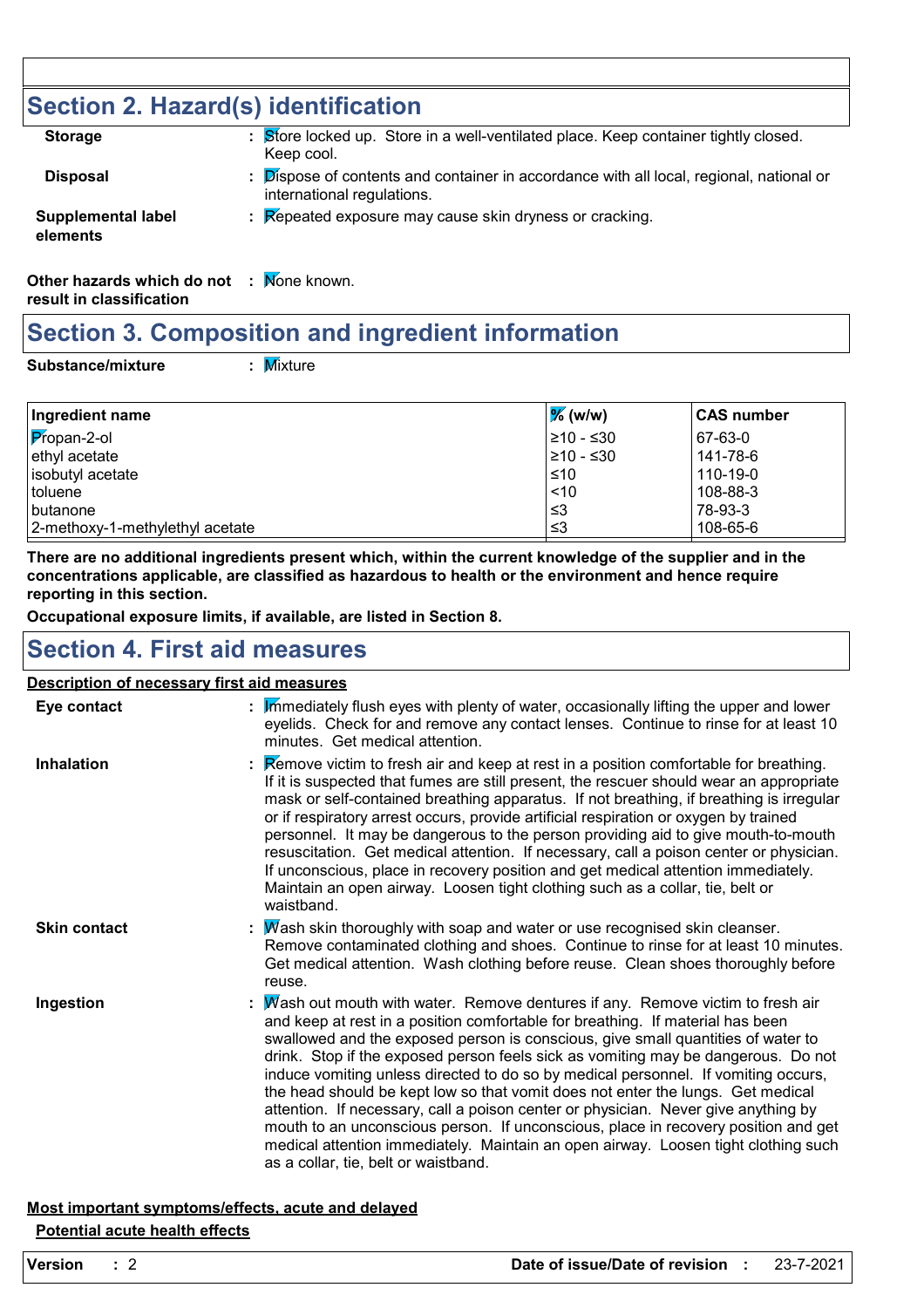## Section 2. Hazard(s) identification

**Storage** : Store locked up. Store in a well-ventilated place. Keep container tightly closed. Keep cool.

**Disposal** : Dispose of contents and container in accordance with all local, regional, national or international regulations.

**Supplemental label elements** : Repeated exposure may cause skin dryness or cracking.

**Other hazards which do not result in classification** : None known.

## Section 3. Composition and ingredient information

**Substance/mixture** : Mixture

| Ingredient name | % (w/w) | CAS number |
|---|---|---|
| Propan-2-ol | ≥10 - ≤30 | 67-63-0 |
| ethyl acetate | ≥10 - ≤30 | 141-78-6 |
| isobutyl acetate | ≤10 | 110-19-0 |
| toluene | <10 | 108-88-3 |
| butanone | ≤3 | 78-93-3 |
| 2-methoxy-1-methylethyl acetate | ≤3 | 108-65-6 |

**There are no additional ingredients present which, within the current knowledge of the supplier and in the concentrations applicable, are classified as hazardous to health or the environment and hence require reporting in this section.**

**Occupational exposure limits, if available, are listed in Section 8.**

## Section 4. First aid measures

**Description of necessary first aid measures**

**Eye contact** : Immediately flush eyes with plenty of water, occasionally lifting the upper and lower eyelids. Check for and remove any contact lenses. Continue to rinse for at least 10 minutes. Get medical attention.

**Inhalation** : Remove victim to fresh air and keep at rest in a position comfortable for breathing. If it is suspected that fumes are still present, the rescuer should wear an appropriate mask or self-contained breathing apparatus. If not breathing, if breathing is irregular or if respiratory arrest occurs, provide artificial respiration or oxygen by trained personnel. It may be dangerous to the person providing aid to give mouth-to-mouth resuscitation. Get medical attention. If necessary, call a poison center or physician. If unconscious, place in recovery position and get medical attention immediately. Maintain an open airway. Loosen tight clothing such as a collar, tie, belt or waistband.

**Skin contact** : Wash skin thoroughly with soap and water or use recognised skin cleanser. Remove contaminated clothing and shoes. Continue to rinse for at least 10 minutes. Get medical attention. Wash clothing before reuse. Clean shoes thoroughly before reuse.

**Ingestion** : Wash out mouth with water. Remove dentures if any. Remove victim to fresh air and keep at rest in a position comfortable for breathing. If material has been swallowed and the exposed person is conscious, give small quantities of water to drink. Stop if the exposed person feels sick as vomiting may be dangerous. Do not induce vomiting unless directed to do so by medical personnel. If vomiting occurs, the head should be kept low so that vomit does not enter the lungs. Get medical attention. If necessary, call a poison center or physician. Never give anything by mouth to an unconscious person. If unconscious, place in recovery position and get medical attention immediately. Maintain an open airway. Loosen tight clothing such as a collar, tie, belt or waistband.

**Most important symptoms/effects, acute and delayed**

**Potential acute health effects**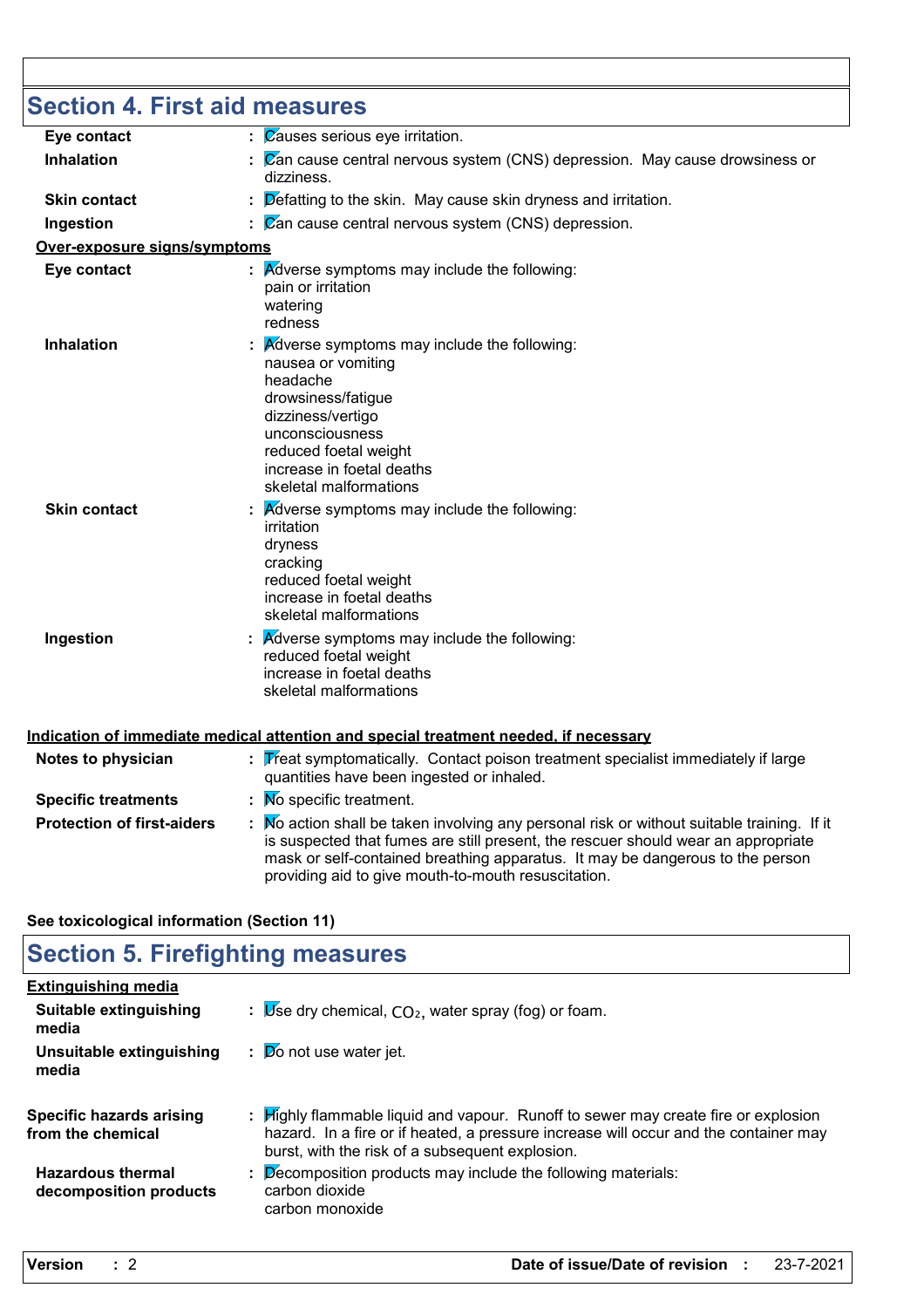## Section 4. First aid measures

**Eye contact** : Causes serious eye irritation.

**Inhalation** : Can cause central nervous system (CNS) depression. May cause drowsiness or dizziness.

**Skin contact** : Defatting to the skin. May cause skin dryness and irritation.

**Ingestion** : Can cause central nervous system (CNS) depression.

**Over-exposure signs/symptoms**

**Eye contact** : Adverse symptoms may include the following:
pain or irritation
watering
redness

**Inhalation** : Adverse symptoms may include the following:
nausea or vomiting
headache
drowsiness/fatigue
dizziness/vertigo
unconsciousness
reduced foetal weight
increase in foetal deaths
skeletal malformations

**Skin contact** : Adverse symptoms may include the following:
irritation
dryness
cracking
reduced foetal weight
increase in foetal deaths
skeletal malformations

**Ingestion** : Adverse symptoms may include the following:
reduced foetal weight
increase in foetal deaths
skeletal malformations

**Indication of immediate medical attention and special treatment needed, if necessary**

**Notes to physician** : Treat symptomatically. Contact poison treatment specialist immediately if large quantities have been ingested or inhaled.

**Specific treatments** : No specific treatment.

**Protection of first-aiders** : No action shall be taken involving any personal risk or without suitable training. If it is suspected that fumes are still present, the rescuer should wear an appropriate mask or self-contained breathing apparatus. It may be dangerous to the person providing aid to give mouth-to-mouth resuscitation.

**See toxicological information (Section 11)**

## Section 5. Firefighting measures

**Extinguishing media**

**Suitable extinguishing media** : Use dry chemical, $CO_2$, water spray (fog) or foam.

**Unsuitable extinguishing media** : Do not use water jet.

**Specific hazards arising from the chemical** : Highly flammable liquid and vapour. Runoff to sewer may create fire or explosion hazard. In a fire or if heated, a pressure increase will occur and the container may burst, with the risk of a subsequent explosion.

**Hazardous thermal decomposition products** : Decomposition products may include the following materials:
carbon dioxide
carbon monoxide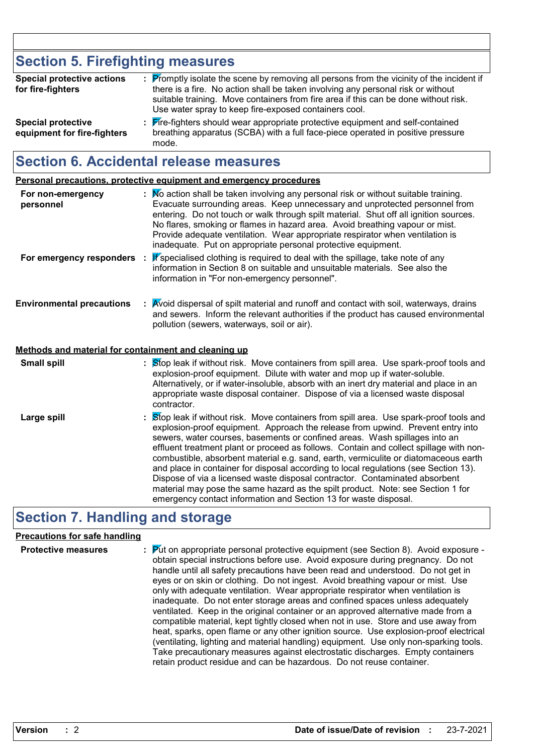## Section 5. Firefighting measures

**Special protective actions for fire-fighters** : Promptly isolate the scene by removing all persons from the vicinity of the incident if there is a fire. No action shall be taken involving any personal risk or without suitable training. Move containers from fire area if this can be done without risk. Use water spray to keep fire-exposed containers cool.

**Special protective equipment for fire-fighters** : Fire-fighters should wear appropriate protective equipment and self-contained breathing apparatus (SCBA) with a full face-piece operated in positive pressure mode.

## Section 6. Accidental release measures

### Personal precautions, protective equipment and emergency procedures

**For non-emergency personnel** : No action shall be taken involving any personal risk or without suitable training. Evacuate surrounding areas. Keep unnecessary and unprotected personnel from entering. Do not touch or walk through spilt material. Shut off all ignition sources. No flares, smoking or flames in hazard area. Avoid breathing vapour or mist. Provide adequate ventilation. Wear appropriate respirator when ventilation is inadequate. Put on appropriate personal protective equipment.

**For emergency responders** : If specialised clothing is required to deal with the spillage, take note of any information in Section 8 on suitable and unsuitable materials. See also the information in "For non-emergency personnel".

**Environmental precautions** : Avoid dispersal of spilt material and runoff and contact with soil, waterways, drains and sewers. Inform the relevant authorities if the product has caused environmental pollution (sewers, waterways, soil or air).

### Methods and material for containment and cleaning up

**Small spill** : Stop leak if without risk. Move containers from spill area. Use spark-proof tools and explosion-proof equipment. Dilute with water and mop up if water-soluble. Alternatively, or if water-insoluble, absorb with an inert dry material and place in an appropriate waste disposal container. Dispose of via a licensed waste disposal contractor.

**Large spill** : Stop leak if without risk. Move containers from spill area. Use spark-proof tools and explosion-proof equipment. Approach the release from upwind. Prevent entry into sewers, water courses, basements or confined areas. Wash spillages into an effluent treatment plant or proceed as follows. Contain and collect spillage with non-combustible, absorbent material e.g. sand, earth, vermiculite or diatomaceous earth and place in container for disposal according to local regulations (see Section 13). Dispose of via a licensed waste disposal contractor. Contaminated absorbent material may pose the same hazard as the spilt product. Note: see Section 1 for emergency contact information and Section 13 for waste disposal.

## Section 7. Handling and storage

### Precautions for safe handling

**Protective measures** : Put on appropriate personal protective equipment (see Section 8). Avoid exposure - obtain special instructions before use. Avoid exposure during pregnancy. Do not handle until all safety precautions have been read and understood. Do not get in eyes or on skin or clothing. Do not ingest. Avoid breathing vapour or mist. Use only with adequate ventilation. Wear appropriate respirator when ventilation is inadequate. Do not enter storage areas and confined spaces unless adequately ventilated. Keep in the original container or an approved alternative made from a compatible material, kept tightly closed when not in use. Store and use away from heat, sparks, open flame or any other ignition source. Use explosion-proof electrical (ventilating, lighting and material handling) equipment. Use only non-sparking tools. Take precautionary measures against electrostatic discharges. Empty containers retain product residue and can be hazardous. Do not reuse container.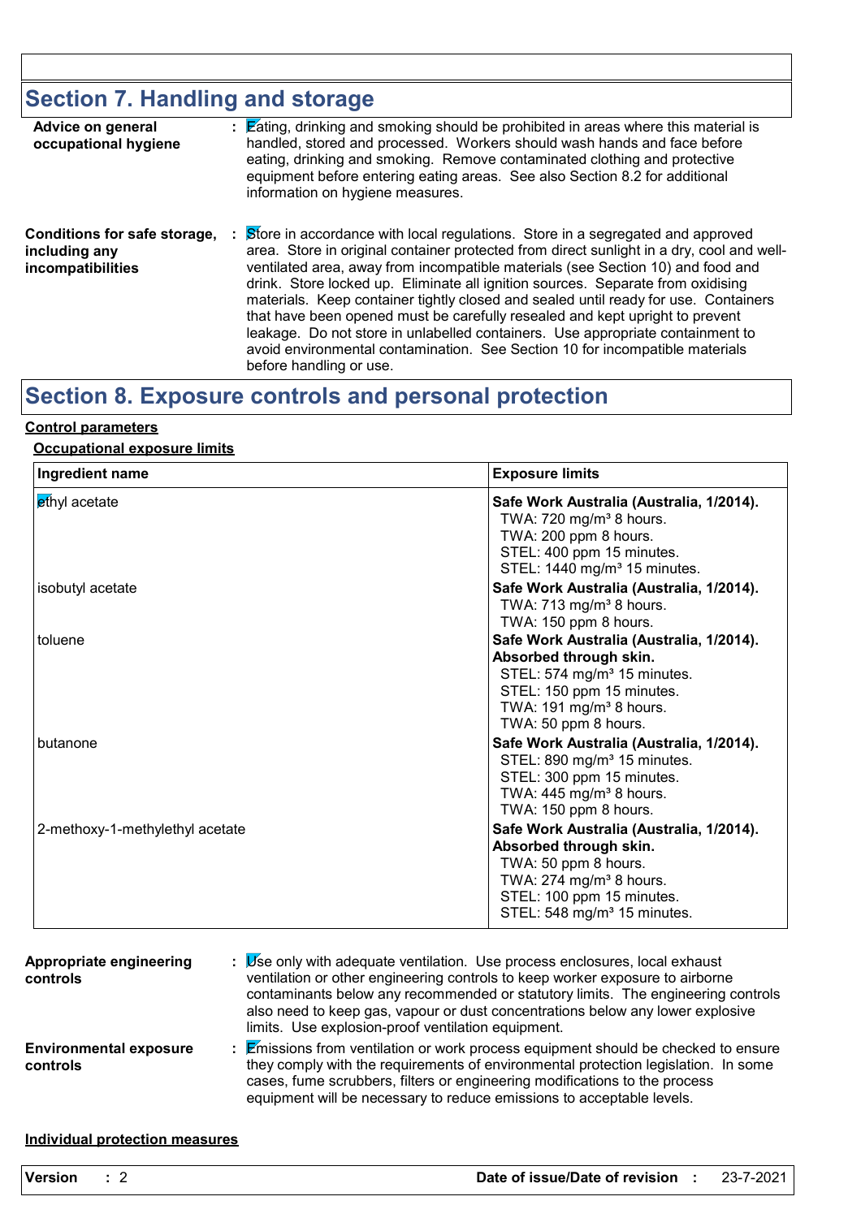## Section 7. Handling and storage

**Advice on general occupational hygiene** : Eating, drinking and smoking should be prohibited in areas where this material is handled, stored and processed. Workers should wash hands and face before eating, drinking and smoking. Remove contaminated clothing and protective equipment before entering eating areas. See also Section 8.2 for additional information on hygiene measures.

**Conditions for safe storage, including any incompatibilities** : Store in accordance with local regulations. Store in a segregated and approved area. Store in original container protected from direct sunlight in a dry, cool and well-ventilated area, away from incompatible materials (see Section 10) and food and drink. Store locked up. Eliminate all ignition sources. Separate from oxidising materials. Keep container tightly closed and sealed until ready for use. Containers that have been opened must be carefully resealed and kept upright to prevent leakage. Do not store in unlabelled containers. Use appropriate containment to avoid environmental contamination. See Section 10 for incompatible materials before handling or use.

## Section 8. Exposure controls and personal protection

**Control parameters**

**Occupational exposure limits**

| Ingredient name | Exposure limits |
|---|---|
| ethyl acetate | **Safe Work Australia (Australia, 1/2014).**<br>TWA: 720 mg/m³ 8 hours.<br>TWA: 200 ppm 8 hours.<br>STEL: 400 ppm 15 minutes.<br>STEL: 1440 mg/m³ 15 minutes. |
| isobutyl acetate | **Safe Work Australia (Australia, 1/2014).**<br>TWA: 713 mg/m³ 8 hours.<br>TWA: 150 ppm 8 hours. |
| toluene | **Safe Work Australia (Australia, 1/2014). Absorbed through skin.**<br>STEL: 574 mg/m³ 15 minutes.<br>STEL: 150 ppm 15 minutes.<br>TWA: 191 mg/m³ 8 hours.<br>TWA: 50 ppm 8 hours. |
| butanone | **Safe Work Australia (Australia, 1/2014).**<br>STEL: 890 mg/m³ 15 minutes.<br>STEL: 300 ppm 15 minutes.<br>TWA: 445 mg/m³ 8 hours.<br>TWA: 150 ppm 8 hours. |
| 2-methoxy-1-methylethyl acetate | **Safe Work Australia (Australia, 1/2014). Absorbed through skin.**<br>TWA: 50 ppm 8 hours.<br>TWA: 274 mg/m³ 8 hours.<br>STEL: 100 ppm 15 minutes.<br>STEL: 548 mg/m³ 15 minutes. |

**Appropriate engineering controls** : Use only with adequate ventilation. Use process enclosures, local exhaust ventilation or other engineering controls to keep worker exposure to airborne contaminants below any recommended or statutory limits. The engineering controls also need to keep gas, vapour or dust concentrations below any lower explosive limits. Use explosion-proof ventilation equipment.

**Environmental exposure controls** : Emissions from ventilation or work process equipment should be checked to ensure they comply with the requirements of environmental protection legislation. In some cases, fume scrubbers, filters or engineering modifications to the process equipment will be necessary to reduce emissions to acceptable levels.

**Individual protection measures**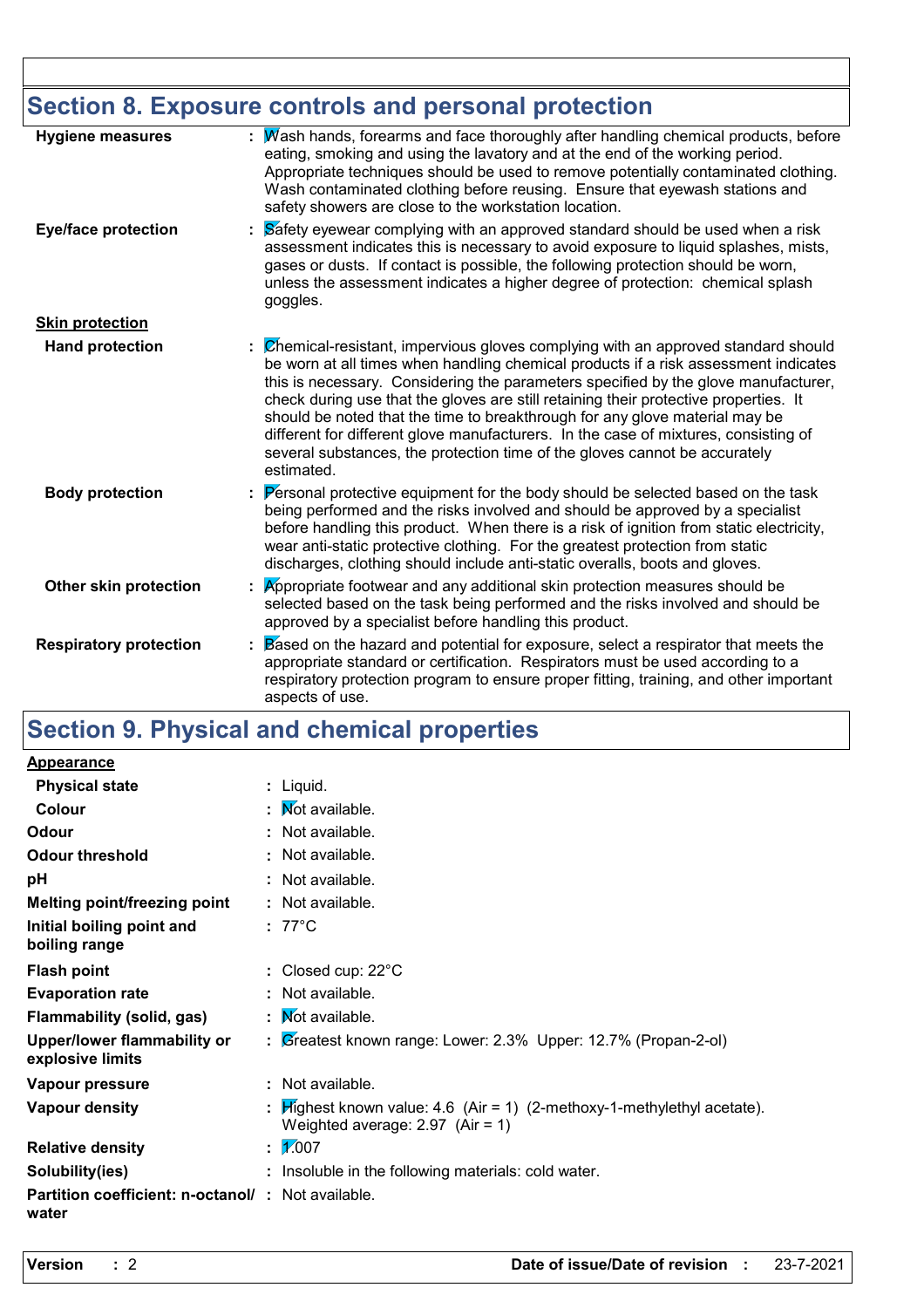## Section 8. Exposure controls and personal protection

| | | |
|---|---|---|
| **Hygiene measures** | : | Wash hands, forearms and face thoroughly after handling chemical products, before eating, smoking and using the lavatory and at the end of the working period. Appropriate techniques should be used to remove potentially contaminated clothing. Wash contaminated clothing before reusing. Ensure that eyewash stations and safety showers are close to the workstation location. |
| **Eye/face protection** | : | Safety eyewear complying with an approved standard should be used when a risk assessment indicates this is necessary to avoid exposure to liquid splashes, mists, gases or dusts. If contact is possible, the following protection should be worn, unless the assessment indicates a higher degree of protection: chemical splash goggles. |
| **Skin protection** | | |
| **Hand protection** | : | Chemical-resistant, impervious gloves complying with an approved standard should be worn at all times when handling chemical products if a risk assessment indicates this is necessary. Considering the parameters specified by the glove manufacturer, check during use that the gloves are still retaining their protective properties. It should be noted that the time to breakthrough for any glove material may be different for different glove manufacturers. In the case of mixtures, consisting of several substances, the protection time of the gloves cannot be accurately estimated. |
| **Body protection** | : | Personal protective equipment for the body should be selected based on the task being performed and the risks involved and should be approved by a specialist before handling this product. When there is a risk of ignition from static electricity, wear anti-static protective clothing. For the greatest protection from static discharges, clothing should include anti-static overalls, boots and gloves. |
| **Other skin protection** | : | Appropriate footwear and any additional skin protection measures should be selected based on the task being performed and the risks involved and should be approved by a specialist before handling this product. |
| **Respiratory protection** | : | Based on the hazard and potential for exposure, select a respirator that meets the appropriate standard or certification. Respirators must be used according to a respiratory protection program to ensure proper fitting, training, and other important aspects of use. |

## Section 9. Physical and chemical properties

| | | |
|---|---|---|
| **Appearance** | | |
| **Physical state** | : | Liquid. |
| **Colour** | : | Not available. |
| **Odour** | : | Not available. |
| **Odour threshold** | : | Not available. |
| **pH** | : | Not available. |
| **Melting point/freezing point** | : | Not available. |
| **Initial boiling point and boiling range** | : | 77°C |
| **Flash point** | : | Closed cup: 22°C |
| **Evaporation rate** | : | Not available. |
| **Flammability (solid, gas)** | : | Not available. |
| **Upper/lower flammability or explosive limits** | : | Greatest known range: Lower: 2.3% Upper: 12.7% (Propan-2-ol) |
| **Vapour pressure** | : | Not available. |
| **Vapour density** | : | Highest known value: 4.6 (Air = 1) (2-methoxy-1-methylethyl acetate). Weighted average: 2.97 (Air = 1) |
| **Relative density** | : | 1.007 |
| **Solubility(ies)** | : | Insoluble in the following materials: cold water. |
| **Partition coefficient: n-octanol/ water** | : | Not available. |

**Version** : 2 **Date of issue/Date of revision** : 23-7-2021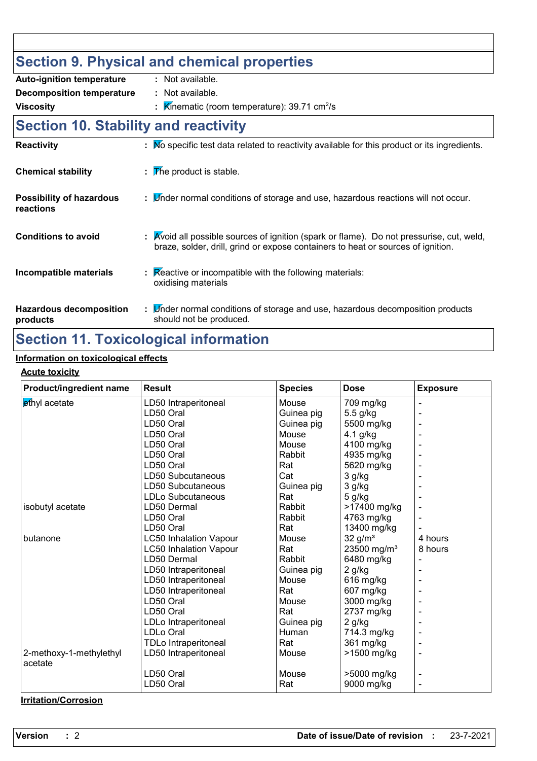## Section 9. Physical and chemical properties

**Auto-ignition temperature** : Not available.

**Decomposition temperature** : Not available.

**Viscosity** : Kinematic (room temperature): 39.71 $cm^2$/s

## Section 10. Stability and reactivity

**Reactivity** : No specific test data related to reactivity available for this product or its ingredients.

**Chemical stability** : The product is stable.

**Possibility of hazardous reactions** : Under normal conditions of storage and use, hazardous reactions will not occur.

**Conditions to avoid** : Avoid all possible sources of ignition (spark or flame). Do not pressurise, cut, weld, braze, solder, drill, grind or expose containers to heat or sources of ignition.

**Incompatible materials** : Reactive or incompatible with the following materials: oxidising materials

**Hazardous decomposition products** : Under normal conditions of storage and use, hazardous decomposition products should not be produced.

## Section 11. Toxicological information

**Information on toxicological effects**

**Acute toxicity**

| Product/ingredient name | Result | Species | Dose | Exposure |
|---|---|---|---|---|
| ethyl acetate | LD50 Intraperitoneal | Mouse | 709 mg/kg | - |
| | LD50 Oral | Guinea pig | 5.5 g/kg | - |
| | LD50 Oral | Guinea pig | 5500 mg/kg | - |
| | LD50 Oral | Mouse | 4.1 g/kg | - |
| | LD50 Oral | Mouse | 4100 mg/kg | - |
| | LD50 Oral | Rabbit | 4935 mg/kg | - |
| | LD50 Oral | Rat | 5620 mg/kg | - |
| | LD50 Subcutaneous | Cat | 3 g/kg | - |
| | LD50 Subcutaneous | Guinea pig | 3 g/kg | - |
| | LDLo Subcutaneous | Rat | 5 g/kg | - |
| isobutyl acetate | LD50 Dermal | Rabbit | >17400 mg/kg | - |
| | LD50 Oral | Rabbit | 4763 mg/kg | - |
| | LD50 Oral | Rat | 13400 mg/kg | - |
| butanone | LC50 Inhalation Vapour | Mouse | 32 $g/m^3$ | 4 hours |
| | LC50 Inhalation Vapour | Rat | 23500 $mg/m^3$ | 8 hours |
| | LD50 Dermal | Rabbit | 6480 mg/kg | - |
| | LD50 Intraperitoneal | Guinea pig | 2 g/kg | - |
| | LD50 Intraperitoneal | Mouse | 616 mg/kg | - |
| | LD50 Intraperitoneal | Rat | 607 mg/kg | - |
| | LD50 Oral | Mouse | 3000 mg/kg | - |
| | LD50 Oral | Rat | 2737 mg/kg | - |
| | LDLo Intraperitoneal | Guinea pig | 2 g/kg | - |
| | LDLo Oral | Human | 714.3 mg/kg | - |
| | TDLo Intraperitoneal | Rat | 361 mg/kg | - |
| 2-methoxy-1-methylethyl acetate | LD50 Intraperitoneal | Mouse | >1500 mg/kg | - |
| | LD50 Oral | Mouse | >5000 mg/kg | - |
| | LD50 Oral | Rat | 9000 mg/kg | - |

**Irritation/Corrosion**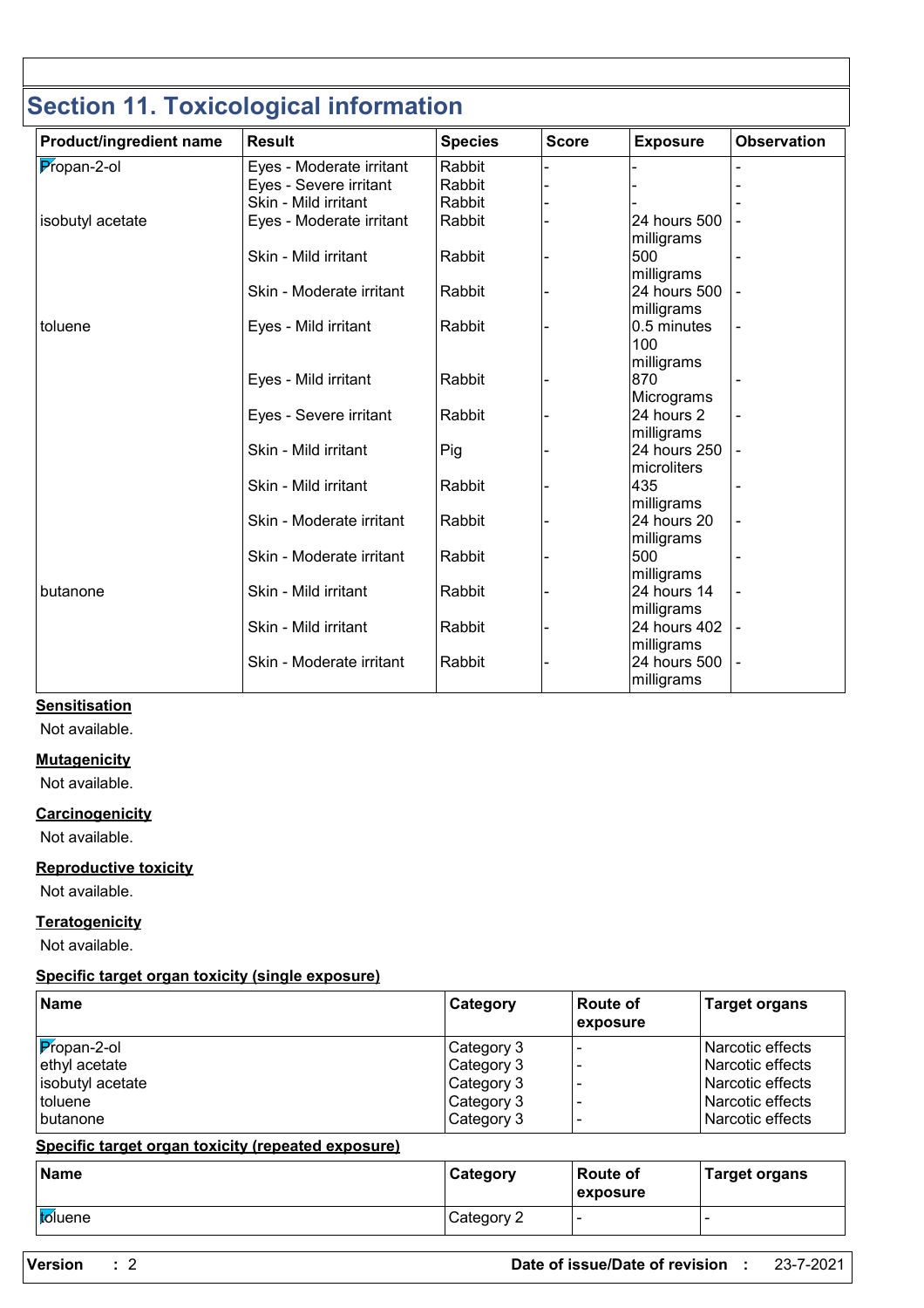## Section 11. Toxicological information

| Product/ingredient name | Result | Species | Score | Exposure | Observation |
|---|---|---|---|---|---|
| Propan-2-ol | Eyes - Moderate irritant | Rabbit | - | - | - |
| | Eyes - Severe irritant | Rabbit | - | - | - |
| | Skin - Mild irritant | Rabbit | - | - | - |
| isobutyl acetate | Eyes - Moderate irritant | Rabbit | - | 24 hours 500 milligrams | - |
| | Skin - Mild irritant | Rabbit | - | 500 milligrams | - |
| | Skin - Moderate irritant | Rabbit | - | 24 hours 500 milligrams | - |
| toluene | Eyes - Mild irritant | Rabbit | - | 0.5 minutes 100 milligrams | - |
| | Eyes - Mild irritant | Rabbit | - | 870 Micrograms | - |
| | Eyes - Severe irritant | Rabbit | - | 24 hours 2 milligrams | - |
| | Skin - Mild irritant | Pig | - | 24 hours 250 microliters | - |
| | Skin - Mild irritant | Rabbit | - | 435 milligrams | - |
| | Skin - Moderate irritant | Rabbit | - | 24 hours 20 milligrams | - |
| | Skin - Moderate irritant | Rabbit | - | 500 milligrams | - |
| butanone | Skin - Mild irritant | Rabbit | - | 24 hours 14 milligrams | - |
| | Skin - Mild irritant | Rabbit | - | 24 hours 402 milligrams | - |
| | Skin - Moderate irritant | Rabbit | - | 24 hours 500 milligrams | - |

**Sensitisation**

Not available.

**Mutagenicity**

Not available.

**Carcinogenicity**

Not available.

**Reproductive toxicity**

Not available.

**Teratogenicity**

Not available.

**Specific target organ toxicity (single exposure)**

| Name | Category | Route of exposure | Target organs |
|---|---|---|---|
| Propan-2-ol | Category 3 | - | Narcotic effects |
| ethyl acetate | Category 3 | - | Narcotic effects |
| isobutyl acetate | Category 3 | - | Narcotic effects |
| toluene | Category 3 | - | Narcotic effects |
| butanone | Category 3 | - | Narcotic effects |

**Specific target organ toxicity (repeated exposure)**

| Name | Category | Route of exposure | Target organs |
|---|---|---|---|
| toluene | Category 2 | - | - |

**Version** : 2 **Date of issue/Date of revision** : 23-7-2021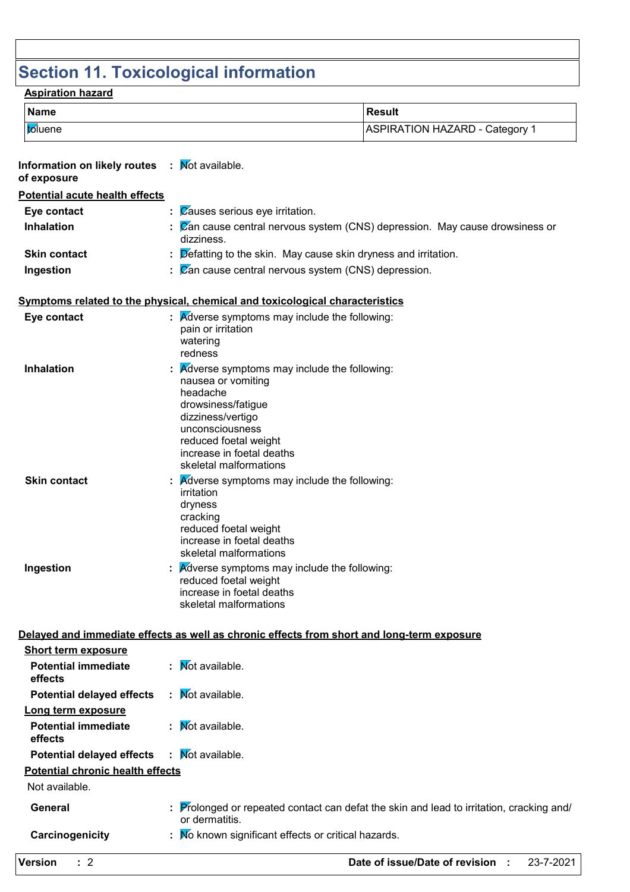# Section 11. Toxicological information

**Aspiration hazard**

| Name | Result |
|---|---|
| toluene | ASPIRATION HAZARD - Category 1 |

**Information on likely routes of exposure** : Not available.

**Potential acute health effects**

**Eye contact** : Causes serious eye irritation.

**Inhalation** : Can cause central nervous system (CNS) depression. May cause drowsiness or dizziness.

**Skin contact** : Defatting to the skin. May cause skin dryness and irritation.

**Ingestion** : Can cause central nervous system (CNS) depression.

**Symptoms related to the physical, chemical and toxicological characteristics**

**Eye contact** : Adverse symptoms may include the following:
pain or irritation
watering
redness

**Inhalation** : Adverse symptoms may include the following:
nausea or vomiting
headache
drowsiness/fatigue
dizziness/vertigo
unconsciousness
reduced foetal weight
increase in foetal deaths
skeletal malformations

**Skin contact** : Adverse symptoms may include the following:
irritation
dryness
cracking
reduced foetal weight
increase in foetal deaths
skeletal malformations

**Ingestion** : Adverse symptoms may include the following:
reduced foetal weight
increase in foetal deaths
skeletal malformations

**Delayed and immediate effects as well as chronic effects from short and long-term exposure**

**Short term exposure**

**Potential immediate effects** : Not available.

**Potential delayed effects** : Not available.

**Long term exposure**

**Potential immediate effects** : Not available.

**Potential delayed effects** : Not available.

**Potential chronic health effects**

Not available.

**General** : Prolonged or repeated contact can defat the skin and lead to irritation, cracking and/ or dermatitis.

**Carcinogenicity** : No known significant effects or critical hazards.

**Version** : 2 **Date of issue/Date of revision** : 23-7-2021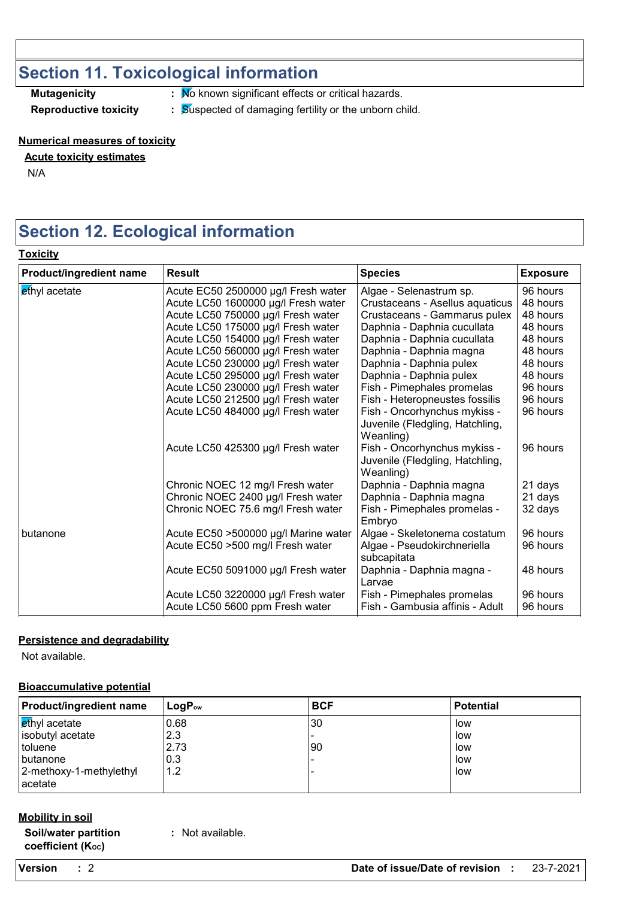## Section 11. Toxicological information

**Mutagenicity** : No known significant effects or critical hazards.

**Reproductive toxicity** : Suspected of damaging fertility or the unborn child.

**Numerical measures of toxicity**

**Acute toxicity estimates**

N/A

## Section 12. Ecological information

**Toxicity**

| Product/ingredient name | Result | Species | Exposure |
|---|---|---|---|
| ethyl acetate | Acute EC50 2500000 µg/l Fresh water | Algae - Selenastrum sp. | 96 hours |
| | Acute LC50 1600000 µg/l Fresh water | Crustaceans - Asellus aquaticus | 48 hours |
| | Acute LC50 750000 µg/l Fresh water | Crustaceans - Gammarus pulex | 48 hours |
| | Acute LC50 175000 µg/l Fresh water | Daphnia - Daphnia cucullata | 48 hours |
| | Acute LC50 154000 µg/l Fresh water | Daphnia - Daphnia cucullata | 48 hours |
| | Acute LC50 560000 µg/l Fresh water | Daphnia - Daphnia magna | 48 hours |
| | Acute LC50 230000 µg/l Fresh water | Daphnia - Daphnia pulex | 48 hours |
| | Acute LC50 295000 µg/l Fresh water | Daphnia - Daphnia pulex | 48 hours |
| | Acute LC50 230000 µg/l Fresh water | Fish - Pimephales promelas | 96 hours |
| | Acute LC50 212500 µg/l Fresh water | Fish - Heteropneustes fossilis | 96 hours |
| | Acute LC50 484000 µg/l Fresh water | Fish - Oncorhynchus mykiss - Juvenile (Fledgling, Hatchling, Weanling) | 96 hours |
| | Acute LC50 425300 µg/l Fresh water | Fish - Oncorhynchus mykiss - Juvenile (Fledgling, Hatchling, Weanling) | 96 hours |
| | Chronic NOEC 12 mg/l Fresh water | Daphnia - Daphnia magna | 21 days |
| | Chronic NOEC 2400 µg/l Fresh water | Daphnia - Daphnia magna | 21 days |
| | Chronic NOEC 75.6 mg/l Fresh water | Fish - Pimephales promelas - Embryo | 32 days |
| butanone | Acute EC50 >500000 µg/l Marine water | Algae - Skeletonema costatum | 96 hours |
| | Acute EC50 >500 mg/l Fresh water | Algae - Pseudokirchneriella subcapitata | 96 hours |
| | Acute EC50 5091000 µg/l Fresh water | Daphnia - Daphnia magna - Larvae | 48 hours |
| | Acute LC50 3220000 µg/l Fresh water | Fish - Pimephales promelas | 96 hours |
| | Acute LC50 5600 ppm Fresh water | Fish - Gambusia affinis - Adult | 96 hours |

**Persistence and degradability**

Not available.

**Bioaccumulative potential**

| Product/ingredient name | $LogP_{ow}$ | BCF | Potential |
|---|---|---|---|
| ethyl acetate | 0.68 | 30 | low |
| isobutyl acetate | 2.3 | - | low |
| toluene | 2.73 | 90 | low |
| butanone | 0.3 | - | low |
| 2-methoxy-1-methylethyl acetate | 1.2 | - | low |

**Mobility in soil**

**Soil/water partition coefficient ($K_{oc}$)** : Not available.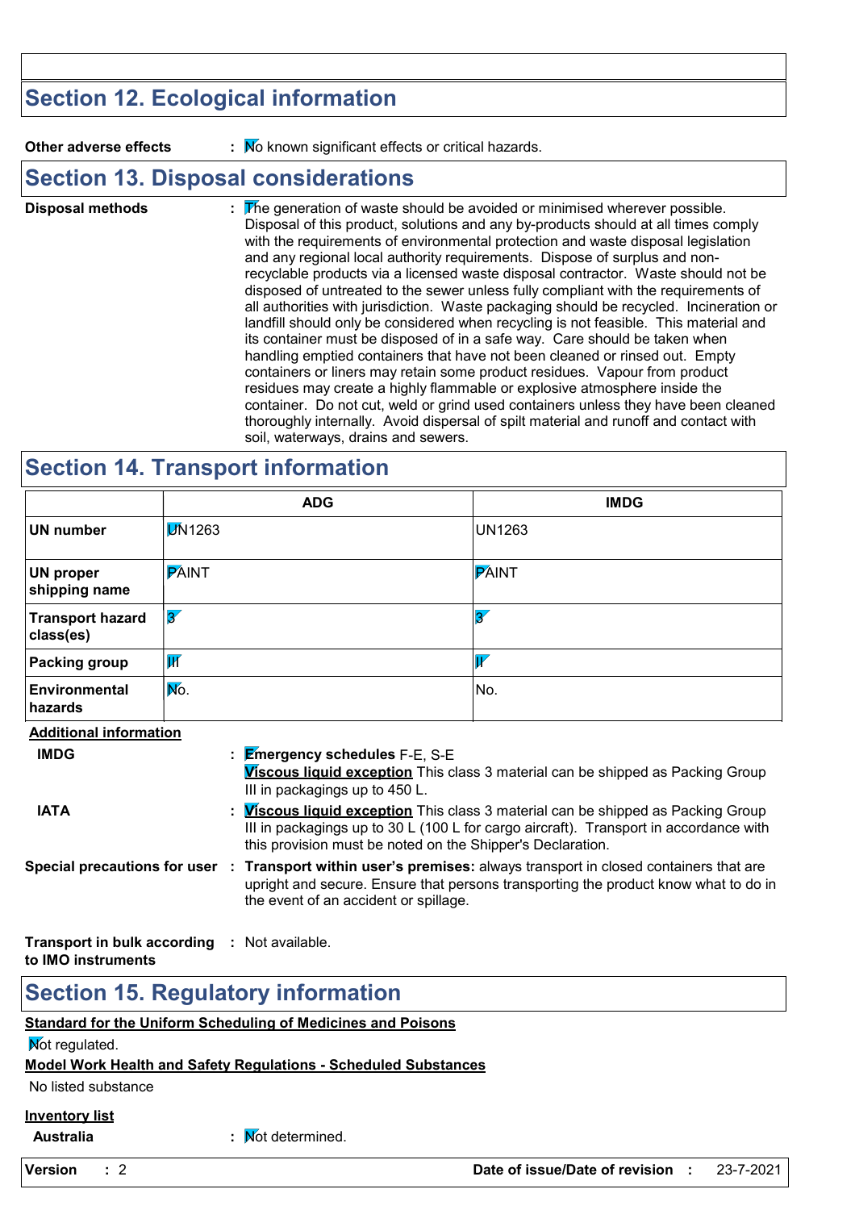## Section 12. Ecological information

**Other adverse effects** : No known significant effects or critical hazards.

## Section 13. Disposal considerations

**Disposal methods** : The generation of waste should be avoided or minimised wherever possible. Disposal of this product, solutions and any by-products should at all times comply with the requirements of environmental protection and waste disposal legislation and any regional local authority requirements. Dispose of surplus and non-recyclable products via a licensed waste disposal contractor. Waste should not be disposed of untreated to the sewer unless fully compliant with the requirements of all authorities with jurisdiction. Waste packaging should be recycled. Incineration or landfill should only be considered when recycling is not feasible. This material and its container must be disposed of in a safe way. Care should be taken when handling emptied containers that have not been cleaned or rinsed out. Empty containers or liners may retain some product residues. Vapour from product residues may create a highly flammable or explosive atmosphere inside the container. Do not cut, weld or grind used containers unless they have been cleaned thoroughly internally. Avoid dispersal of spilt material and runoff and contact with soil, waterways, drains and sewers.

## Section 14. Transport information

| | ADG | IMDG |
|---|---|---|
| **UN number** | UN1263 | UN1263 |
| **UN proper shipping name** | PAINT | PAINT |
| **Transport hazard class(es)** | 3 | 3 |
| **Packing group** | III | II |
| **Environmental hazards** | No. | No. |

**Additional information**

**IMDG** : **Emergency schedules** F-E, S-E
**Viscous liquid exception** This class 3 material can be shipped as Packing Group III in packagings up to 450 L.

**IATA** : **Viscous liquid exception** This class 3 material can be shipped as Packing Group III in packagings up to 30 L (100 L for cargo aircraft). Transport in accordance with this provision must be noted on the Shipper's Declaration.

**Special precautions for user** : **Transport within user's premises:** always transport in closed containers that are upright and secure. Ensure that persons transporting the product know what to do in the event of an accident or spillage.

**Transport in bulk according to IMO instruments** : Not available.

## Section 15. Regulatory information

**Standard for the Uniform Scheduling of Medicines and Poisons**

Not regulated.

**Model Work Health and Safety Regulations - Scheduled Substances**

No listed substance

**Inventory list**

**Australia** : Not determined.

**Version** : 2 **Date of issue/Date of revision** : 23-7-2021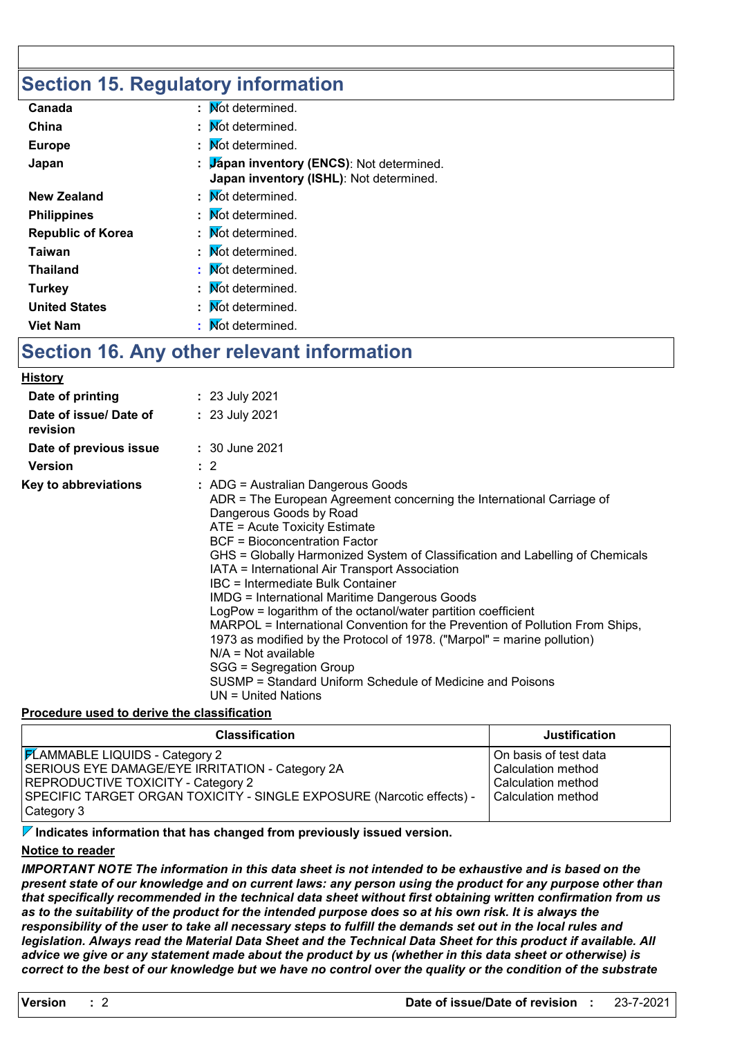## Section 15. Regulatory information

| | |
|---|---|
| **Canada** | : Not determined. |
| **China** | : Not determined. |
| **Europe** | : Not determined. |
| **Japan** | : **Japan inventory (ENCS)**: Not determined.<br>**Japan inventory (ISHL)**: Not determined. |
| **New Zealand** | : Not determined. |
| **Philippines** | : Not determined. |
| **Republic of Korea** | : Not determined. |
| **Taiwan** | : Not determined. |
| **Thailand** | : Not determined. |
| **Turkey** | : Not determined. |
| **United States** | : Not determined. |
| **Viet Nam** | : Not determined. |

## Section 16. Any other relevant information

**History**

| | |
|---|---|
| **Date of printing** | : 23 July 2021 |
| **Date of issue/ Date of revision** | : 23 July 2021 |
| **Date of previous issue** | : 30 June 2021 |
| **Version** | : 2 |

**Key to abbreviations** :
ADG = Australian Dangerous Goods
ADR = The European Agreement concerning the International Carriage of Dangerous Goods by Road
ATE = Acute Toxicity Estimate
BCF = Bioconcentration Factor
GHS = Globally Harmonized System of Classification and Labelling of Chemicals
IATA = International Air Transport Association
IBC = Intermediate Bulk Container
IMDG = International Maritime Dangerous Goods
LogPow = logarithm of the octanol/water partition coefficient
MARPOL = International Convention for the Prevention of Pollution From Ships, 1973 as modified by the Protocol of 1978. ("Marpol" = marine pollution)
N/A = Not available
SGG = Segregation Group
SUSMP = Standard Uniform Schedule of Medicine and Poisons
UN = United Nations

**Procedure used to derive the classification**

| Classification | Justification |
|---|---|
| FLAMMABLE LIQUIDS - Category 2 | On basis of test data |
| SERIOUS EYE DAMAGE/EYE IRRITATION - Category 2A | Calculation method |
| REPRODUCTIVE TOXICITY - Category 2 | Calculation method |
| SPECIFIC TARGET ORGAN TOXICITY - SINGLE EXPOSURE (Narcotic effects) - Category 3 | Calculation method |

**Indicates information that has changed from previously issued version.**

**Notice to reader**

***IMPORTANT NOTE The information in this data sheet is not intended to be exhaustive and is based on the present state of our knowledge and on current laws: any person using the product for any purpose other than that specifically recommended in the technical data sheet without first obtaining written confirmation from us as to the suitability of the product for the intended purpose does so at his own risk. It is always the responsibility of the user to take all necessary steps to fulfill the demands set out in the local rules and legislation. Always read the Material Data Sheet and the Technical Data Sheet for this product if available. All advice we give or any statement made about the product by us (whether in this data sheet or otherwise) is correct to the best of our knowledge but we have no control over the quality or the condition of the substrate***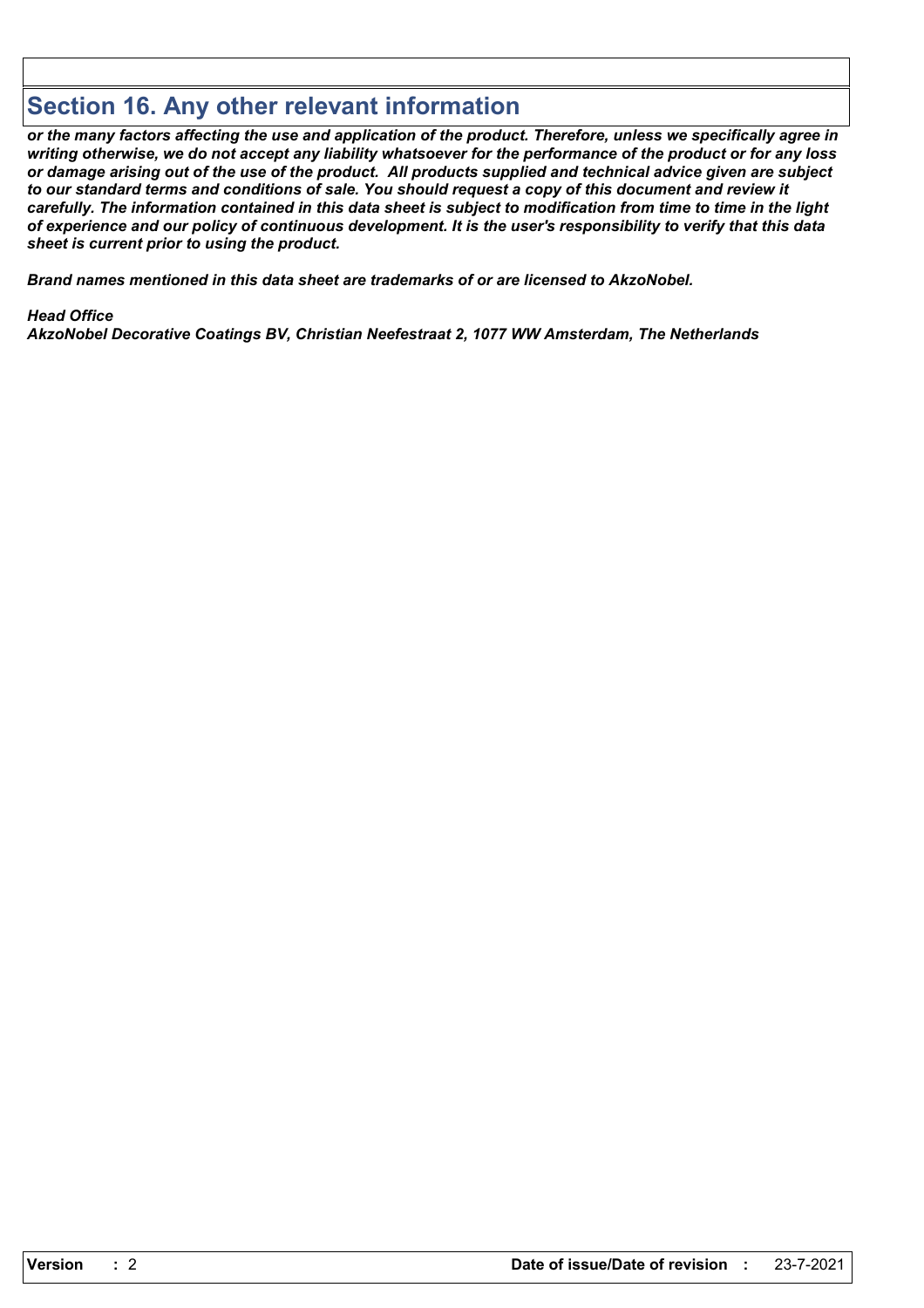## Section 16. Any other relevant information

***or the many factors affecting the use and application of the product. Therefore, unless we specifically agree in writing otherwise, we do not accept any liability whatsoever for the performance of the product or for any loss or damage arising out of the use of the product. All products supplied and technical advice given are subject to our standard terms and conditions of sale. You should request a copy of this document and review it carefully. The information contained in this data sheet is subject to modification from time to time in the light of experience and our policy of continuous development. It is the user's responsibility to verify that this data sheet is current prior to using the product.***

***Brand names mentioned in this data sheet are trademarks of or are licensed to AkzoNobel.***

***Head Office***
***AkzoNobel Decorative Coatings BV, Christian Neefestraat 2, 1077 WW Amsterdam, The Netherlands***

**Version** **:** 2 **Date of issue/Date of revision** **:** 23-7-2021